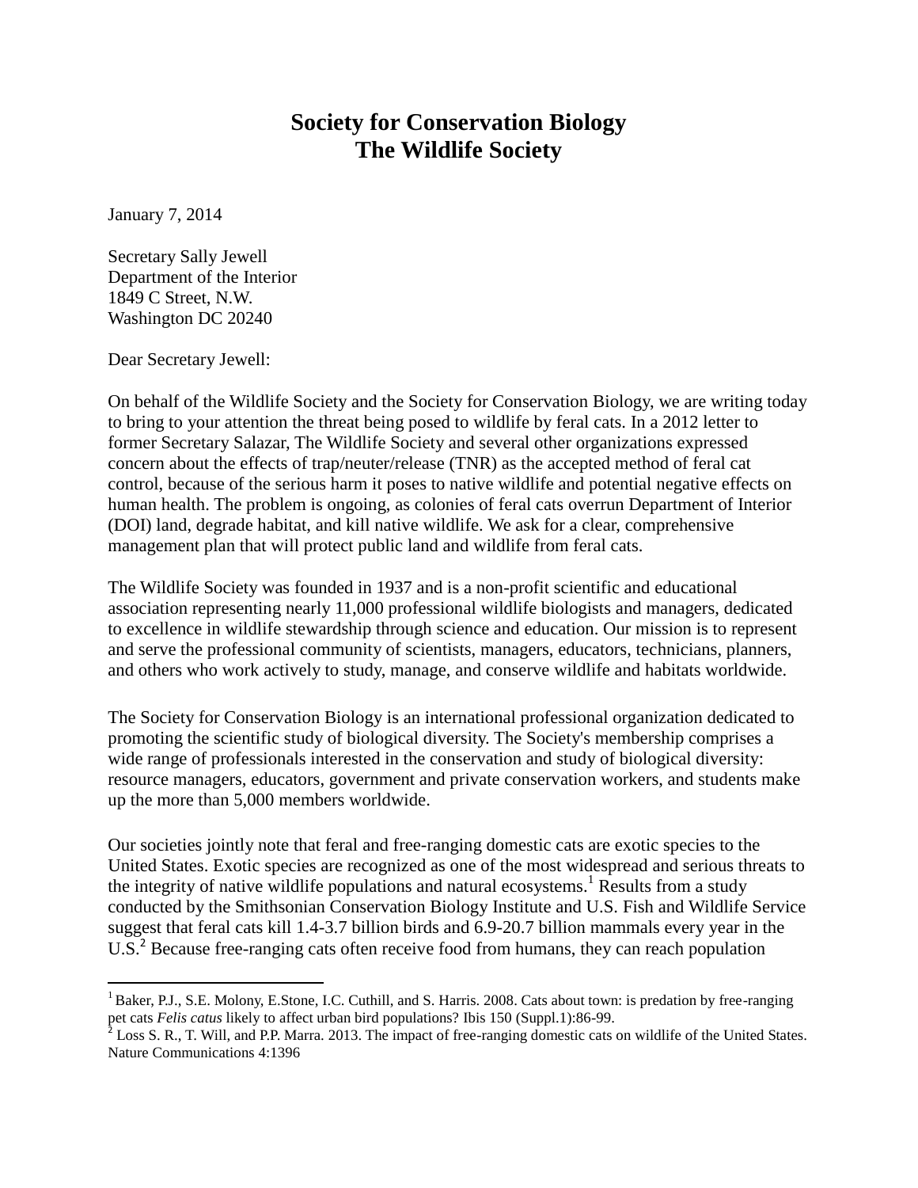# Society for Conservation Biology
# The Wildlife Society

January 7, 2014

Secretary Sally Jewell
Department of the Interior
1849 C Street, N.W.
Washington DC 20240

Dear Secretary Jewell:

On behalf of the Wildlife Society and the Society for Conservation Biology, we are writing today to bring to your attention the threat being posed to wildlife by feral cats. In a 2012 letter to former Secretary Salazar, The Wildlife Society and several other organizations expressed concern about the effects of trap/neuter/release (TNR) as the accepted method of feral cat control, because of the serious harm it poses to native wildlife and potential negative effects on human health. The problem is ongoing, as colonies of feral cats overrun Department of Interior (DOI) land, degrade habitat, and kill native wildlife. We ask for a clear, comprehensive management plan that will protect public land and wildlife from feral cats.

The Wildlife Society was founded in 1937 and is a non-profit scientific and educational association representing nearly 11,000 professional wildlife biologists and managers, dedicated to excellence in wildlife stewardship through science and education. Our mission is to represent and serve the professional community of scientists, managers, educators, technicians, planners, and others who work actively to study, manage, and conserve wildlife and habitats worldwide.

The Society for Conservation Biology is an international professional organization dedicated to promoting the scientific study of biological diversity. The Society's membership comprises a wide range of professionals interested in the conservation and study of biological diversity: resource managers, educators, government and private conservation workers, and students make up the more than 5,000 members worldwide.

Our societies jointly note that feral and free-ranging domestic cats are exotic species to the United States. Exotic species are recognized as one of the most widespread and serious threats to the integrity of native wildlife populations and natural ecosystems.[1] Results from a study conducted by the Smithsonian Conservation Biology Institute and U.S. Fish and Wildlife Service suggest that feral cats kill 1.4-3.7 billion birds and 6.9-20.7 billion mammals every year in the U.S.[2] Because free-ranging cats often receive food from humans, they can reach population

---

[1] Baker, P.J., S.E. Molony, E.Stone, I.C. Cuthill, and S. Harris. 2008. Cats about town: is predation by free-ranging pet cats *Felis catus* likely to affect urban bird populations? Ibis 150 (Suppl.1):86-99.

[2] Loss S. R., T. Will, and P.P. Marra. 2013. The impact of free-ranging domestic cats on wildlife of the United States. Nature Communications 4:1396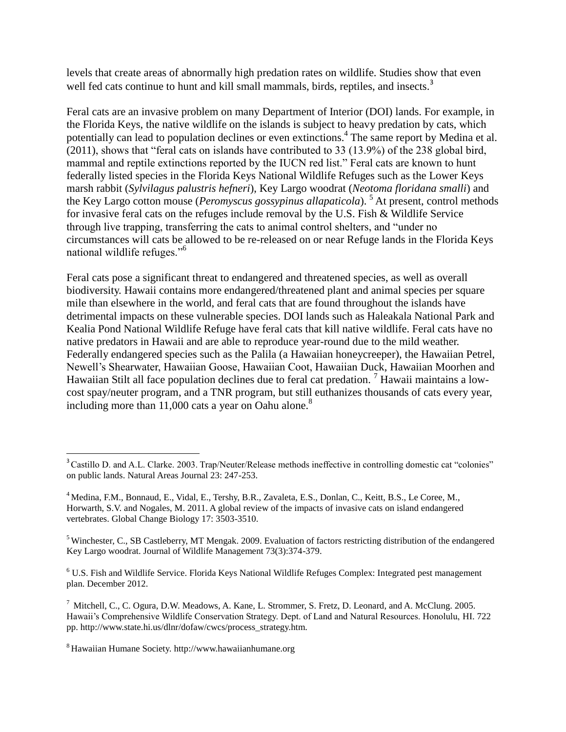levels that create areas of abnormally high predation rates on wildlife. Studies show that even well fed cats continue to hunt and kill small mammals, birds, reptiles, and insects.[3]

Feral cats are an invasive problem on many Department of Interior (DOI) lands. For example, in the Florida Keys, the native wildlife on the islands is subject to heavy predation by cats, which potentially can lead to population declines or even extinctions.[4] The same report by Medina et al. (2011), shows that "feral cats on islands have contributed to 33 (13.9%) of the 238 global bird, mammal and reptile extinctions reported by the IUCN red list." Feral cats are known to hunt federally listed species in the Florida Keys National Wildlife Refuges such as the Lower Keys marsh rabbit (*Sylvilagus palustris hefneri*), Key Largo woodrat (*Neotoma floridana smalli*) and the Key Largo cotton mouse (*Peromyscus gossypinus allapaticola*). [5] At present, control methods for invasive feral cats on the refuges include removal by the U.S. Fish & Wildlife Service through live trapping, transferring the cats to animal control shelters, and "under no circumstances will cats be allowed to be re-released on or near Refuge lands in the Florida Keys national wildlife refuges."[6]

Feral cats pose a significant threat to endangered and threatened species, as well as overall biodiversity. Hawaii contains more endangered/threatened plant and animal species per square mile than elsewhere in the world, and feral cats that are found throughout the islands have detrimental impacts on these vulnerable species. DOI lands such as Haleakala National Park and Kealia Pond National Wildlife Refuge have feral cats that kill native wildlife. Feral cats have no native predators in Hawaii and are able to reproduce year-round due to the mild weather. Federally endangered species such as the Palila (a Hawaiian honeycreeper), the Hawaiian Petrel, Newell's Shearwater, Hawaiian Goose, Hawaiian Coot, Hawaiian Duck, Hawaiian Moorhen and Hawaiian Stilt all face population declines due to feral cat predation. [7] Hawaii maintains a low-cost spay/neuter program, and a TNR program, but still euthanizes thousands of cats every year, including more than 11,000 cats a year on Oahu alone.[8]

---

[3] Castillo D. and A.L. Clarke. 2003. Trap/Neuter/Release methods ineffective in controlling domestic cat "colonies" on public lands. Natural Areas Journal 23: 247-253.

[4] Medina, F.M., Bonnaud, E., Vidal, E., Tershy, B.R., Zavaleta, E.S., Donlan, C., Keitt, B.S., Le Coree, M., Horwarth, S.V. and Nogales, M. 2011. A global review of the impacts of invasive cats on island endangered vertebrates. Global Change Biology 17: 3503-3510.

[5] Winchester, C., SB Castleberry, MT Mengak. 2009. Evaluation of factors restricting distribution of the endangered Key Largo woodrat. Journal of Wildlife Management 73(3):374-379.

[6] U.S. Fish and Wildlife Service. Florida Keys National Wildlife Refuges Complex: Integrated pest management plan. December 2012.

[7] Mitchell, C., C. Ogura, D.W. Meadows, A. Kane, L. Strommer, S. Fretz, D. Leonard, and A. McClung. 2005. Hawaii's Comprehensive Wildlife Conservation Strategy. Dept. of Land and Natural Resources. Honolulu, HI. 722 pp. http://www.state.hi.us/dlnr/dofaw/cwcs/process_strategy.htm.

[8] Hawaiian Humane Society. http://www.hawaiianhumane.org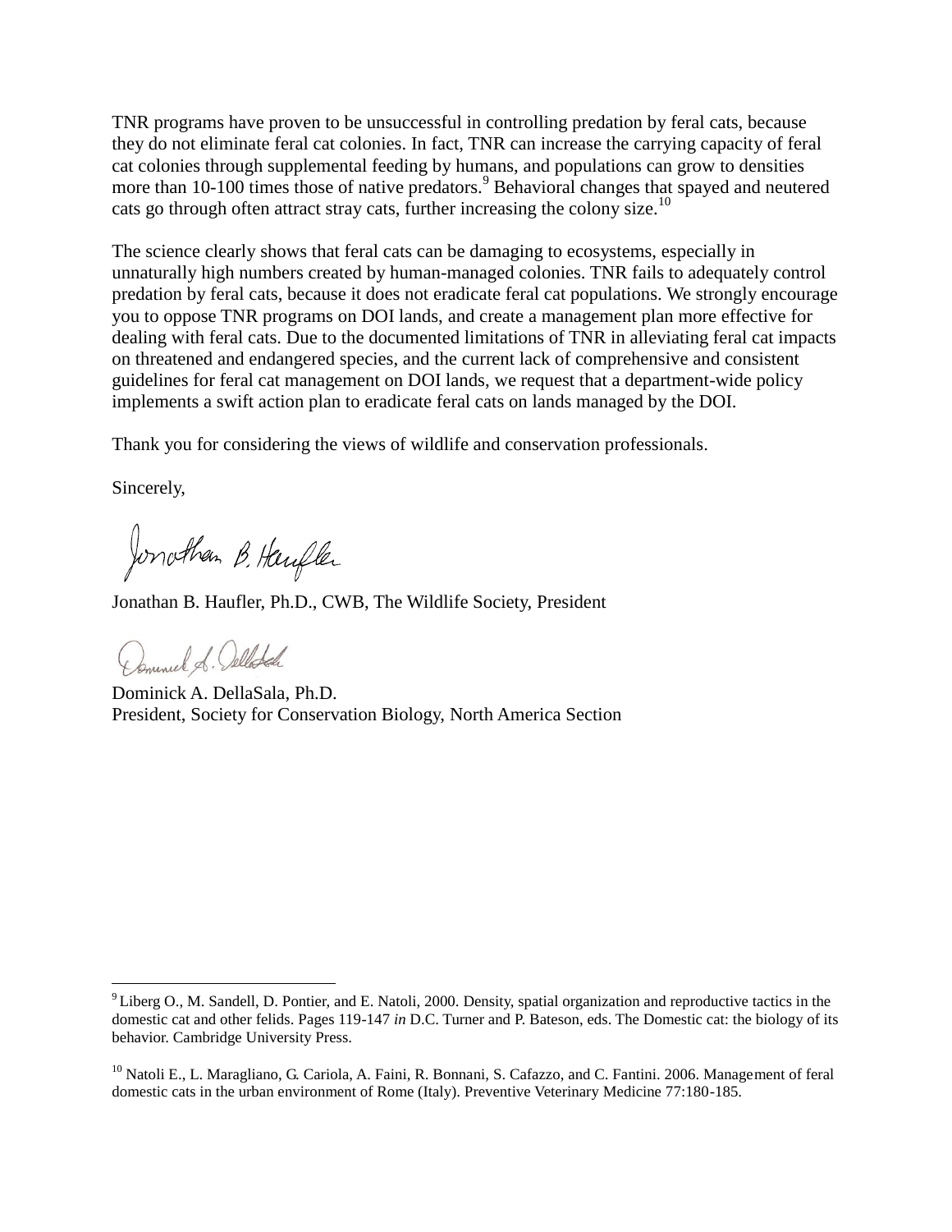TNR programs have proven to be unsuccessful in controlling predation by feral cats, because they do not eliminate feral cat colonies. In fact, TNR can increase the carrying capacity of feral cat colonies through supplemental feeding by humans, and populations can grow to densities more than 10-100 times those of native predators.[9] Behavioral changes that spayed and neutered cats go through often attract stray cats, further increasing the colony size.[10]

The science clearly shows that feral cats can be damaging to ecosystems, especially in unnaturally high numbers created by human-managed colonies. TNR fails to adequately control predation by feral cats, because it does not eradicate feral cat populations. We strongly encourage you to oppose TNR programs on DOI lands, and create a management plan more effective for dealing with feral cats. Due to the documented limitations of TNR in alleviating feral cat impacts on threatened and endangered species, and the current lack of comprehensive and consistent guidelines for feral cat management on DOI lands, we request that a department-wide policy implements a swift action plan to eradicate feral cats on lands managed by the DOI.

Thank you for considering the views of wildlife and conservation professionals.

Sincerely,

Jonathan B. Haufler, Ph.D., CWB, The Wildlife Society, President

Dominick A. DellaSala, Ph.D.
President, Society for Conservation Biology, North America Section

---

[9] Liberg O., M. Sandell, D. Pontier, and E. Natoli, 2000. Density, spatial organization and reproductive tactics in the domestic cat and other felids. Pages 119-147 *in* D.C. Turner and P. Bateson, eds. The Domestic cat: the biology of its behavior. Cambridge University Press.

[10] Natoli E., L. Maragliano, G. Cariola, A. Faini, R. Bonnani, S. Cafazzo, and C. Fantini. 2006. Management of feral domestic cats in the urban environment of Rome (Italy). Preventive Veterinary Medicine 77:180-185.